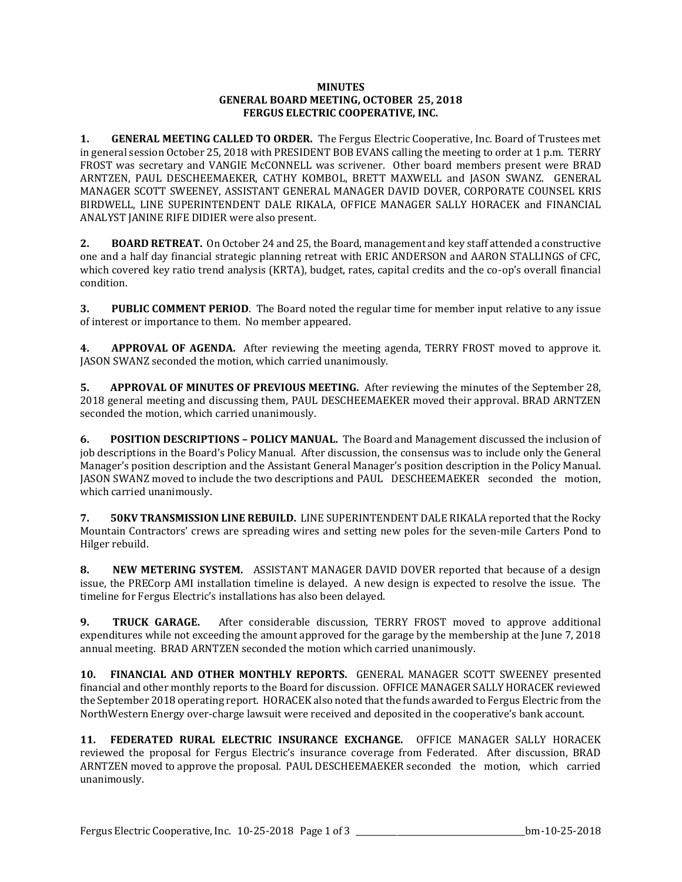**MINUTES**
**GENERAL BOARD MEETING, OCTOBER 25, 2018**
**FERGUS ELECTRIC COOPERATIVE, INC.**

**1. GENERAL MEETING CALLED TO ORDER.** The Fergus Electric Cooperative, Inc. Board of Trustees met in general session October 25, 2018 with PRESIDENT BOB EVANS calling the meeting to order at 1 p.m. TERRY FROST was secretary and VANGIE McCONNELL was scrivener. Other board members present were BRAD ARNTZEN, PAUL DESCHEEMAEKER, CATHY KOMBOL, BRETT MAXWELL and JASON SWANZ. GENERAL MANAGER SCOTT SWEENEY, ASSISTANT GENERAL MANAGER DAVID DOVER, CORPORATE COUNSEL KRIS BIRDWELL, LINE SUPERINTENDENT DALE RIKALA, OFFICE MANAGER SALLY HORACEK and FINANCIAL ANALYST JANINE RIFE DIDIER were also present.

**2. BOARD RETREAT.** On October 24 and 25, the Board, management and key staff attended a constructive one and a half day financial strategic planning retreat with ERIC ANDERSON and AARON STALLINGS of CFC, which covered key ratio trend analysis (KRTA), budget, rates, capital credits and the co-op's overall financial condition.

**3. PUBLIC COMMENT PERIOD**. The Board noted the regular time for member input relative to any issue of interest or importance to them. No member appeared.

**4. APPROVAL OF AGENDA.** After reviewing the meeting agenda, TERRY FROST moved to approve it. JASON SWANZ seconded the motion, which carried unanimously.

**5. APPROVAL OF MINUTES OF PREVIOUS MEETING.** After reviewing the minutes of the September 28, 2018 general meeting and discussing them, PAUL DESCHEEMAEKER moved their approval. BRAD ARNTZEN seconded the motion, which carried unanimously.

**6. POSITION DESCRIPTIONS – POLICY MANUAL.** The Board and Management discussed the inclusion of job descriptions in the Board's Policy Manual. After discussion, the consensus was to include only the General Manager's position description and the Assistant General Manager's position description in the Policy Manual. JASON SWANZ moved to include the two descriptions and PAUL DESCHEEMAEKER seconded the motion, which carried unanimously.

**7. 50KV TRANSMISSION LINE REBUILD.** LINE SUPERINTENDENT DALE RIKALA reported that the Rocky Mountain Contractors' crews are spreading wires and setting new poles for the seven-mile Carters Pond to Hilger rebuild.

**8. NEW METERING SYSTEM.** ASSISTANT MANAGER DAVID DOVER reported that because of a design issue, the PRECorp AMI installation timeline is delayed. A new design is expected to resolve the issue. The timeline for Fergus Electric's installations has also been delayed.

**9. TRUCK GARAGE.** After considerable discussion, TERRY FROST moved to approve additional expenditures while not exceeding the amount approved for the garage by the membership at the June 7, 2018 annual meeting. BRAD ARNTZEN seconded the motion which carried unanimously.

**10. FINANCIAL AND OTHER MONTHLY REPORTS.** GENERAL MANAGER SCOTT SWEENEY presented financial and other monthly reports to the Board for discussion. OFFICE MANAGER SALLY HORACEK reviewed the September 2018 operating report. HORACEK also noted that the funds awarded to Fergus Electric from the NorthWestern Energy over-charge lawsuit were received and deposited in the cooperative's bank account.

**11. FEDERATED RURAL ELECTRIC INSURANCE EXCHANGE.** OFFICE MANAGER SALLY HORACEK reviewed the proposal for Fergus Electric's insurance coverage from Federated. After discussion, BRAD ARNTZEN moved to approve the proposal. PAUL DESCHEEMAEKER seconded the motion, which carried unanimously.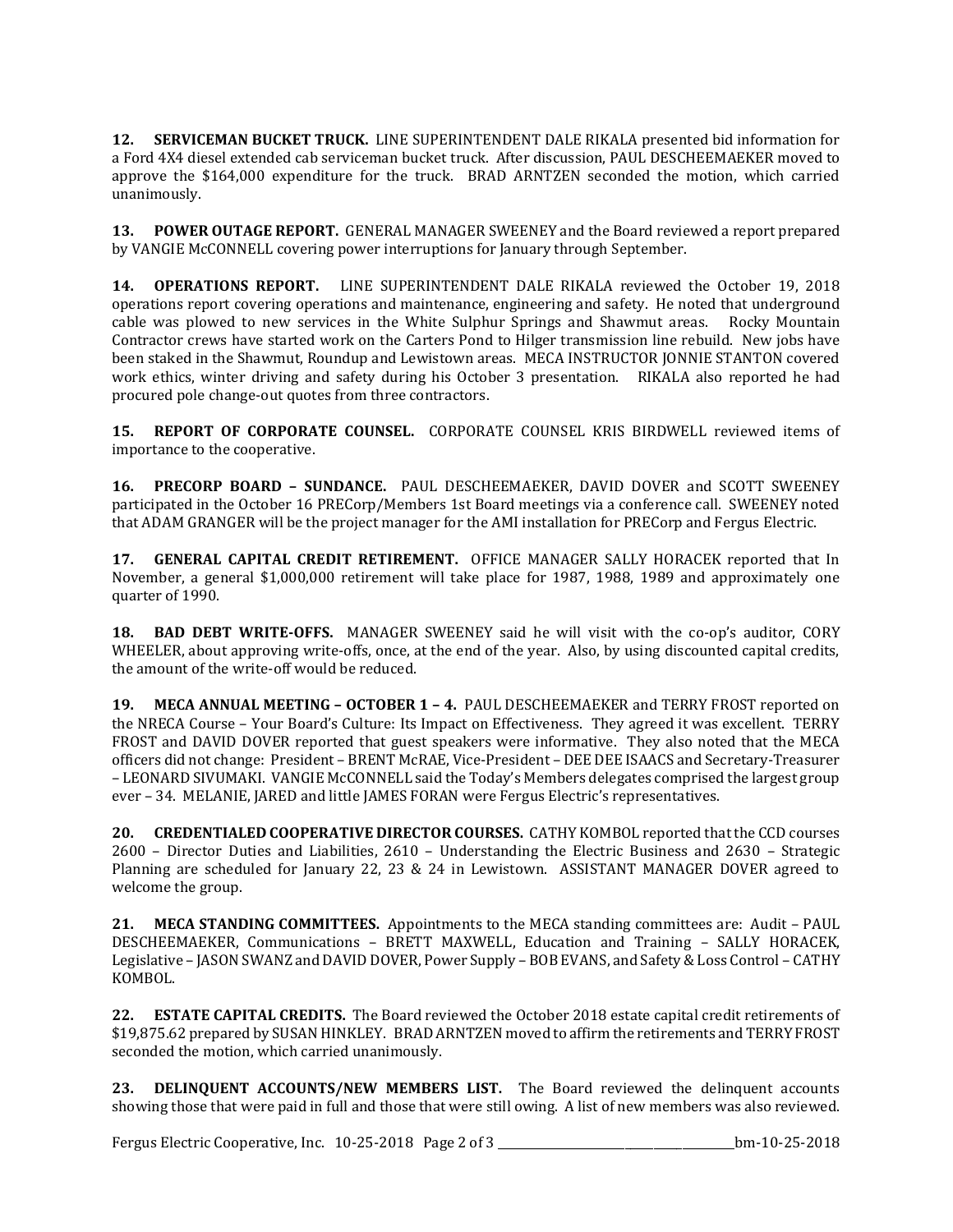**12. SERVICEMAN BUCKET TRUCK.** LINE SUPERINTENDENT DALE RIKALA presented bid information for a Ford 4X4 diesel extended cab serviceman bucket truck. After discussion, PAUL DESCHEEMAEKER moved to approve the $164,000 expenditure for the truck. BRAD ARNTZEN seconded the motion, which carried unanimously.

**13. POWER OUTAGE REPORT.** GENERAL MANAGER SWEENEY and the Board reviewed a report prepared by VANGIE McCONNELL covering power interruptions for January through September.

**14. OPERATIONS REPORT.** LINE SUPERINTENDENT DALE RIKALA reviewed the October 19, 2018 operations report covering operations and maintenance, engineering and safety. He noted that underground cable was plowed to new services in the White Sulphur Springs and Shawmut areas. Rocky Mountain Contractor crews have started work on the Carters Pond to Hilger transmission line rebuild. New jobs have been staked in the Shawmut, Roundup and Lewistown areas. MECA INSTRUCTOR JONNIE STANTON covered work ethics, winter driving and safety during his October 3 presentation. RIKALA also reported he had procured pole change-out quotes from three contractors.

**15. REPORT OF CORPORATE COUNSEL.** CORPORATE COUNSEL KRIS BIRDWELL reviewed items of importance to the cooperative.

**16. PRECORP BOARD – SUNDANCE.** PAUL DESCHEEMAEKER, DAVID DOVER and SCOTT SWEENEY participated in the October 16 PRECorp/Members 1st Board meetings via a conference call. SWEENEY noted that ADAM GRANGER will be the project manager for the AMI installation for PRECorp and Fergus Electric.

**17. GENERAL CAPITAL CREDIT RETIREMENT.** OFFICE MANAGER SALLY HORACEK reported that In November, a general $1,000,000 retirement will take place for 1987, 1988, 1989 and approximately one quarter of 1990.

**18. BAD DEBT WRITE-OFFS.** MANAGER SWEENEY said he will visit with the co-op's auditor, CORY WHEELER, about approving write-offs, once, at the end of the year. Also, by using discounted capital credits, the amount of the write-off would be reduced.

**19. MECA ANNUAL MEETING – OCTOBER 1 – 4.** PAUL DESCHEEMAEKER and TERRY FROST reported on the NRECA Course – Your Board's Culture: Its Impact on Effectiveness. They agreed it was excellent. TERRY FROST and DAVID DOVER reported that guest speakers were informative. They also noted that the MECA officers did not change: President – BRENT McRAE, Vice-President – DEE DEE ISAACS and Secretary-Treasurer – LEONARD SIVUMAKI. VANGIE McCONNELL said the Today's Members delegates comprised the largest group ever – 34. MELANIE, JARED and little JAMES FORAN were Fergus Electric's representatives.

**20. CREDENTIALED COOPERATIVE DIRECTOR COURSES.** CATHY KOMBOL reported that the CCD courses 2600 – Director Duties and Liabilities, 2610 – Understanding the Electric Business and 2630 – Strategic Planning are scheduled for January 22, 23 & 24 in Lewistown. ASSISTANT MANAGER DOVER agreed to welcome the group.

**21. MECA STANDING COMMITTEES.** Appointments to the MECA standing committees are: Audit – PAUL DESCHEEMAEKER, Communications – BRETT MAXWELL, Education and Training – SALLY HORACEK, Legislative – JASON SWANZ and DAVID DOVER, Power Supply – BOB EVANS, and Safety & Loss Control – CATHY KOMBOL.

**22. ESTATE CAPITAL CREDITS.** The Board reviewed the October 2018 estate capital credit retirements of $19,875.62 prepared by SUSAN HINKLEY. BRAD ARNTZEN moved to affirm the retirements and TERRY FROST seconded the motion, which carried unanimously.

**23. DELINQUENT ACCOUNTS/NEW MEMBERS LIST.** The Board reviewed the delinquent accounts showing those that were paid in full and those that were still owing. A list of new members was also reviewed.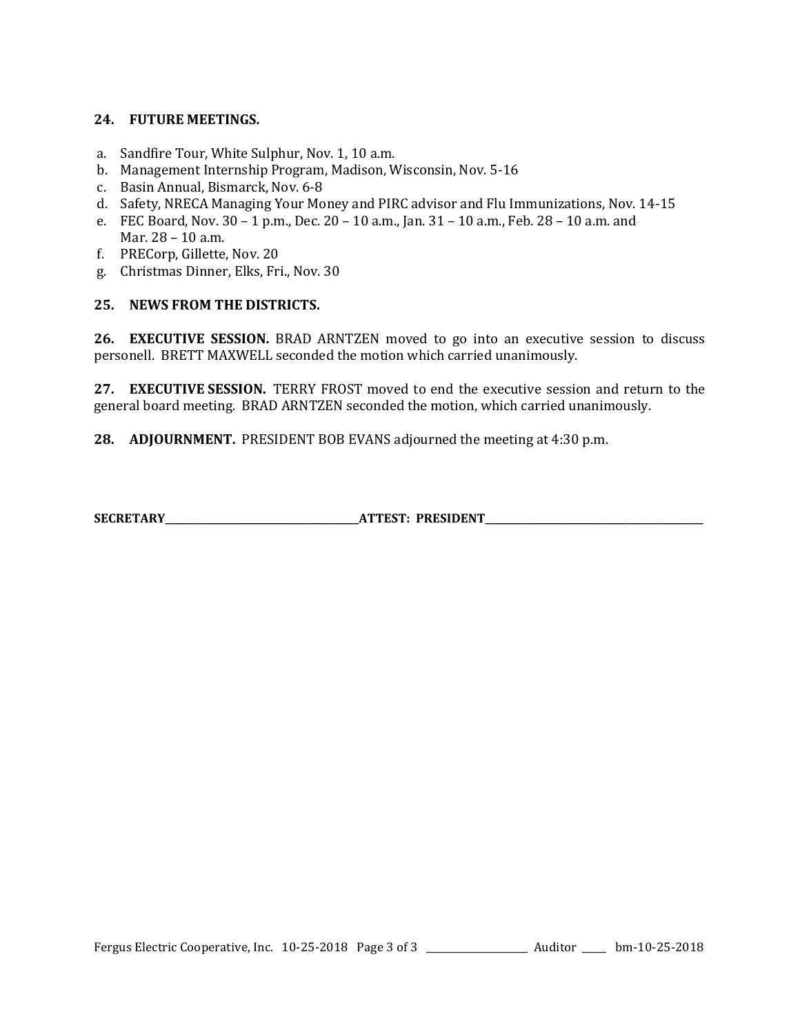**24. FUTURE MEETINGS.**

a. Sandfire Tour, White Sulphur, Nov. 1, 10 a.m.
b. Management Internship Program, Madison, Wisconsin, Nov. 5-16
c. Basin Annual, Bismarck, Nov. 6-8
d. Safety, NRECA Managing Your Money and PIRC advisor and Flu Immunizations, Nov. 14-15
e. FEC Board, Nov. 30 – 1 p.m., Dec. 20 – 10 a.m., Jan. 31 – 10 a.m., Feb. 28 – 10 a.m. and Mar. 28 – 10 a.m.
f. PRECorp, Gillette, Nov. 20
g. Christmas Dinner, Elks, Fri., Nov. 30

**25. NEWS FROM THE DISTRICTS.**

**26. EXECUTIVE SESSION.** BRAD ARNTZEN moved to go into an executive session to discuss personell. BRETT MAXWELL seconded the motion which carried unanimously.

**27. EXECUTIVE SESSION.** TERRY FROST moved to end the executive session and return to the general board meeting. BRAD ARNTZEN seconded the motion, which carried unanimously.

**28. ADJOURNMENT.** PRESIDENT BOB EVANS adjourned the meeting at 4:30 p.m.

**SECRETARY\_\_\_\_\_\_\_\_\_\_\_\_\_\_\_\_\_\_\_\_\_\_\_\_\_\_\_\_\_\_\_\_\_\_\_\_ATTEST: PRESIDENT\_\_\_\_\_\_\_\_\_\_\_\_\_\_\_\_\_\_\_\_\_\_\_\_\_\_\_\_\_\_\_\_\_\_\_\_**